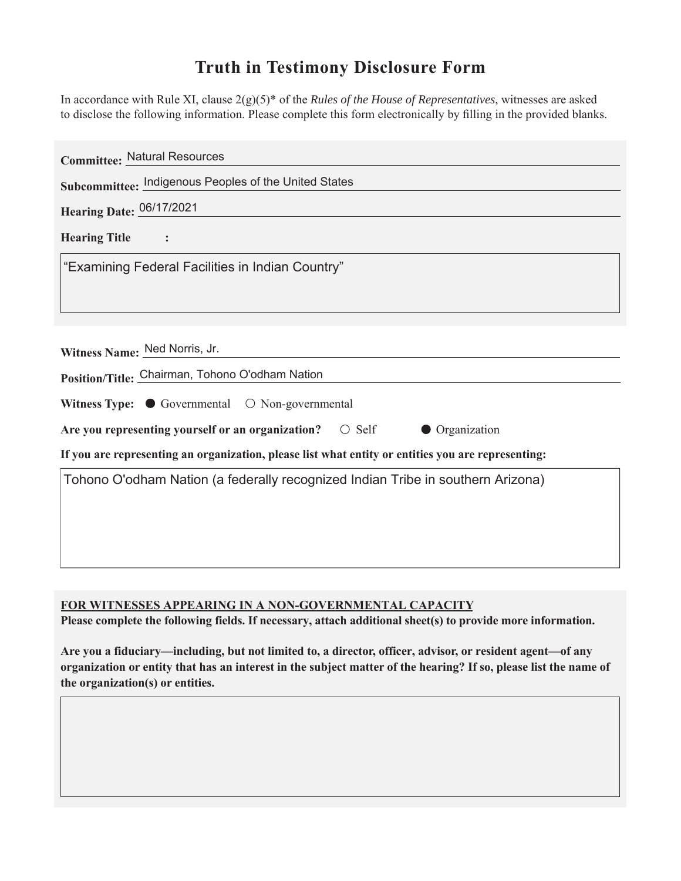# Truth in Testimony Disclosure Form

In accordance with Rule XI, clause 2(g)(5)* of the *Rules of the House of Representatives*, witnesses are asked to disclose the following information. Please complete this form electronically by filling in the provided blanks.

**Committee:** Natural Resources

**Subcommittee:** Indigenous Peoples of the United States

**Hearing Date:** 06/17/2021

**Hearing Title:**

"Examining Federal Facilities in Indian Country"

**Witness Name:** Ned Norris, Jr.

**Position/Title:** Chairman, Tohono O'odham Nation

**Witness Type:** ● Governmental ○ Non-governmental

**Are you representing yourself or an organization?** ○ Self ● Organization

**If you are representing an organization, please list what entity or entities you are representing:**

Tohono O'odham Nation (a federally recognized Indian Tribe in southern Arizona)

**FOR WITNESSES APPEARING IN A NON-GOVERNMENTAL CAPACITY**

**Please complete the following fields. If necessary, attach additional sheet(s) to provide more information.**

**Are you a fiduciary—including, but not limited to, a director, officer, advisor, or resident agent—of any organization or entity that has an interest in the subject matter of the hearing? If so, please list the name of the organization(s) or entities.**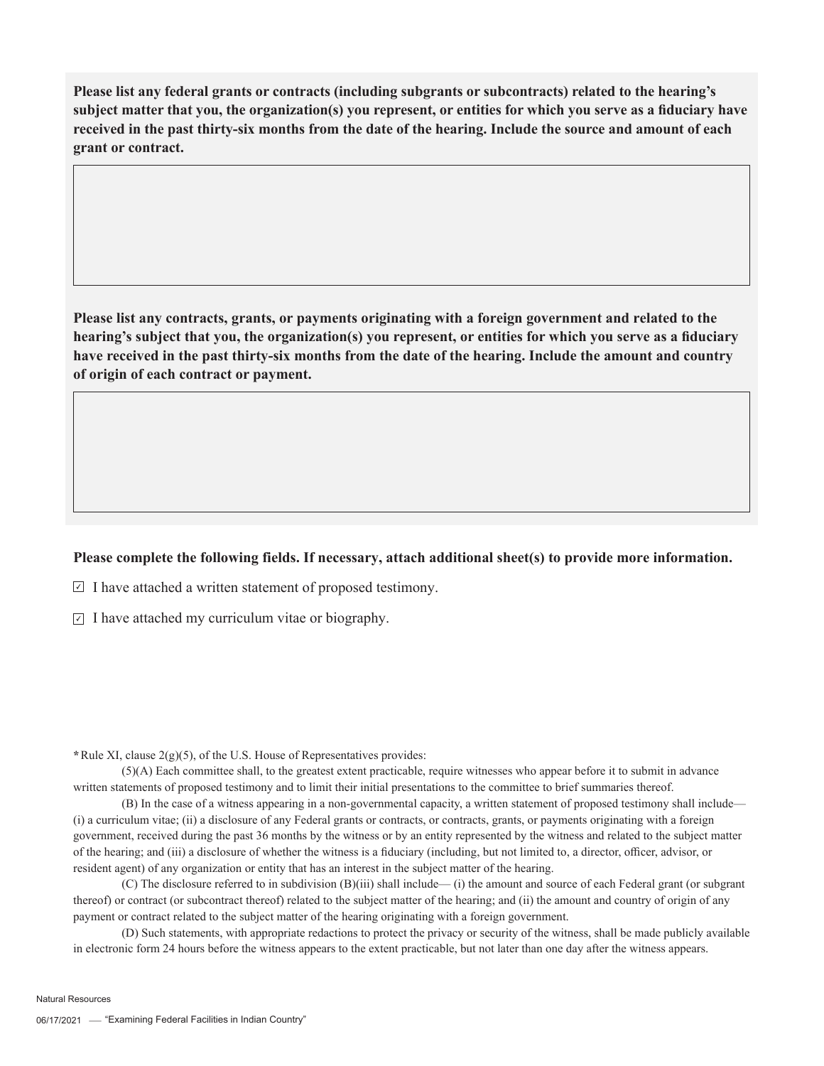**Please list any federal grants or contracts (including subgrants or subcontracts) related to the hearing's subject matter that you, the organization(s) you represent, or entities for which you serve as a fiduciary have received in the past thirty-six months from the date of the hearing. Include the source and amount of each grant or contract.**

**Please list any contracts, grants, or payments originating with a foreign government and related to the hearing's subject that you, the organization(s) you represent, or entities for which you serve as a fiduciary have received in the past thirty-six months from the date of the hearing. Include the amount and country of origin of each contract or payment.**

**Please complete the following fields. If necessary, attach additional sheet(s) to provide more information.**

- [x] I have attached a written statement of proposed testimony.
- [x] I have attached my curriculum vitae or biography.

**\***Rule XI, clause 2(g)(5), of the U.S. House of Representatives provides:

(5)(A) Each committee shall, to the greatest extent practicable, require witnesses who appear before it to submit in advance written statements of proposed testimony and to limit their initial presentations to the committee to brief summaries thereof.

(B) In the case of a witness appearing in a non-governmental capacity, a written statement of proposed testimony shall include— (i) a curriculum vitae; (ii) a disclosure of any Federal grants or contracts, or contracts, grants, or payments originating with a foreign government, received during the past 36 months by the witness or by an entity represented by the witness and related to the subject matter of the hearing; and (iii) a disclosure of whether the witness is a fiduciary (including, but not limited to, a director, officer, advisor, or resident agent) of any organization or entity that has an interest in the subject matter of the hearing.

(C) The disclosure referred to in subdivision (B)(iii) shall include— (i) the amount and source of each Federal grant (or subgrant thereof) or contract (or subcontract thereof) related to the subject matter of the hearing; and (ii) the amount and country of origin of any payment or contract related to the subject matter of the hearing originating with a foreign government.

(D) Such statements, with appropriate redactions to protect the privacy or security of the witness, shall be made publicly available in electronic form 24 hours before the witness appears to the extent practicable, but not later than one day after the witness appears.